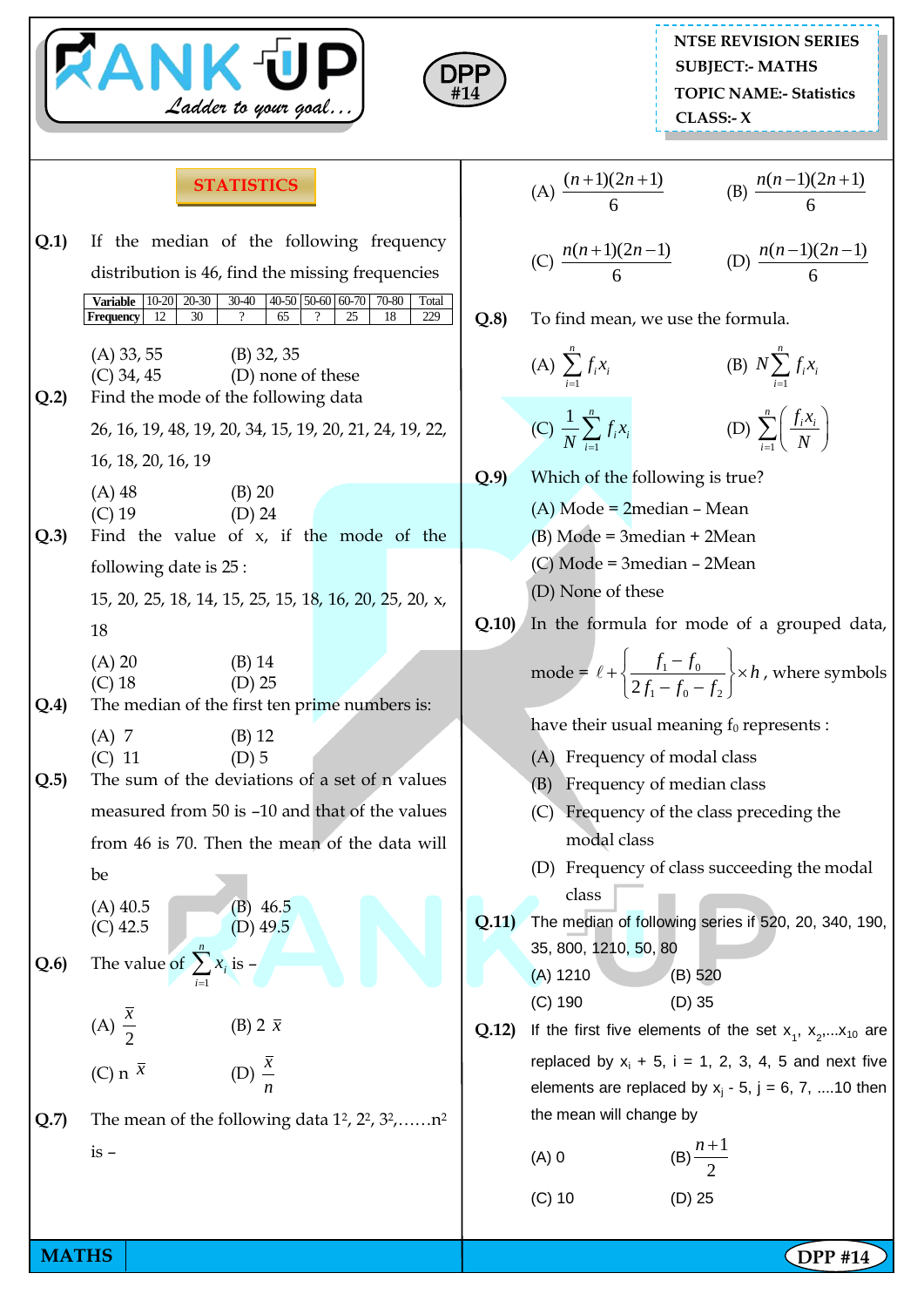NTSE REVISION SERIES
SUBJECT:- MATHS
TOPIC NAME:- Statistics
CLASS:- X

DPP #14

## STATISTICS

**Q.1)** If the median of the following frequency distribution is 46, find the missing frequencies

| Variable | 10-20 | 20-30 | 30-40 | 40-50 | 50-60 | 60-70 | 70-80 | Total |
|---|---|---|---|---|---|---|---|---|
| Frequency | 12 | 30 | ? | 65 | ? | 25 | 18 | 229 |

(A) 33, 55 (B) 32, 35
(C) 34, 45 (D) none of these

**Q.2)** Find the mode of the following data

26, 16, 19, 48, 19, 20, 34, 15, 19, 20, 21, 24, 19, 22, 16, 18, 20, 16, 19

(A) 48 (B) 20
(C) 19 (D) 24

**Q.3)** Find the value of x, if the mode of the following date is 25 :

15, 20, 25, 18, 14, 15, 25, 15, 18, 16, 20, 25, 20, x, 18

(A) 20 (B) 14
(C) 18 (D) 25

**Q.4)** The median of the first ten prime numbers is:

(A) 7 (B) 12
(C) 11 (D) 5

**Q.5)** The sum of the deviations of a set of n values measured from 50 is –10 and that of the values from 46 is 70. Then the mean of the data will be

(A) 40.5 (B) 46.5
(C) 42.5 (D) 49.5

**Q.6)** The value of $\sum_{i=1}^{n} x_i$ is –

(A) $\frac{\bar{x}}{2}$ (B) $2\,\bar{x}$

(C) $n\,\bar{x}$ (D) $\frac{\bar{x}}{n}$

**Q.7)** The mean of the following data $1^2, 2^2, 3^2, \ldots\ldots n^2$ is –

(A) $\frac{(n+1)(2n+1)}{6}$ (B) $\frac{n(n-1)(2n+1)}{6}$

(C) $\frac{n(n+1)(2n-1)}{6}$ (D) $\frac{n(n-1)(2n-1)}{6}$

**Q.8)** To find mean, we use the formula.

(A) $\sum_{i=1}^{n} f_i x_i$ (B) $N\sum_{i=1}^{n} f_i x_i$

(C) $\frac{1}{N}\sum_{i=1}^{n} f_i x_i$ (D) $\sum_{i=1}^{n}\left(\frac{f_i x_i}{N}\right)$

**Q.9)** Which of the following is true?

(A) Mode = 2median – Mean
(B) Mode = 3median + 2Mean
(C) Mode = 3median – 2Mean
(D) None of these

**Q.10)** In the formula for mode of a grouped data, mode = $\ell + \left\{\frac{f_1 - f_0}{2f_1 - f_0 - f_2}\right\} \times h$, where symbols have their usual meaning $f_0$ represents :

(A) Frequency of modal class
(B) Frequency of median class
(C) Frequency of the class preceding the modal class
(D) Frequency of class succeeding the modal class

**Q.11)** The median of following series if 520, 20, 340, 190, 35, 800, 1210, 50, 80

(A) 1210 (B) 520
(C) 190 (D) 35

**Q.12)** If the first five elements of the set $x_1, x_2, \ldots x_{10}$ are replaced by $x_i + 5$, i = 1, 2, 3, 4, 5 and next five elements are replaced by $x_j - 5$, j = 6, 7, ....10 then the mean will change by

(A) 0 (B) $\frac{n+1}{2}$

(C) 10 (D) 25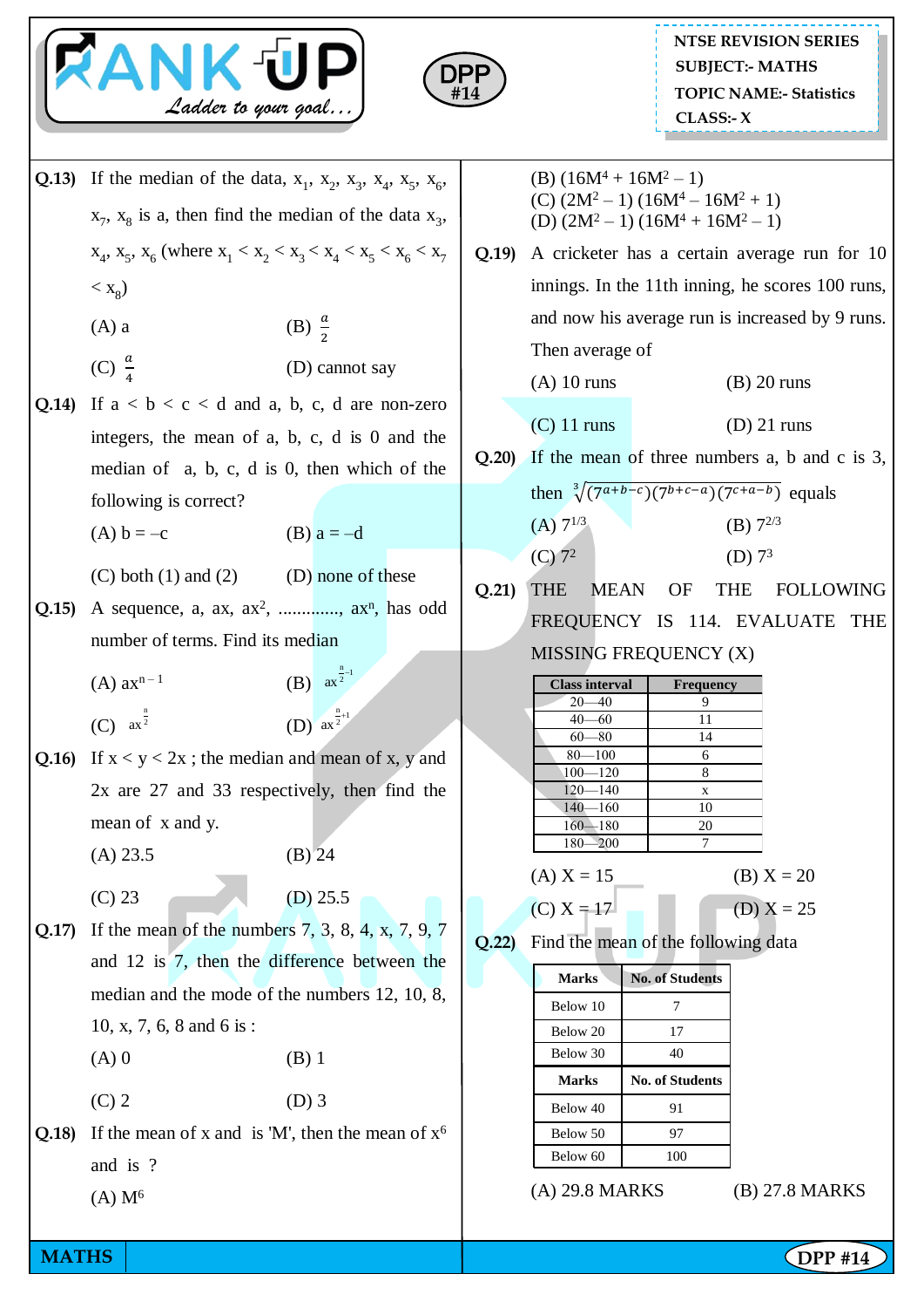**Q.13)** If the median of the data, $x_1$, $x_2$, $x_3$, $x_4$, $x_5$, $x_6$, $x_7$, $x_8$ is a, then find the median of the data $x_3$, $x_4$, $x_5$, $x_6$ (where $x_1 < x_2 < x_3 < x_4 < x_5 < x_6 < x_7 < x_8$)

(A) a (B) $\frac{a}{2}$

(C) $\frac{a}{4}$ (D) cannot say

**Q.14)** If a < b < c < d and a, b, c, d are non-zero integers, the mean of a, b, c, d is 0 and the median of a, b, c, d is 0, then which of the following is correct?

(A) b = –c (B) a = –d

(C) both (1) and (2) (D) none of these

**Q.15)** A sequence, a, ax, $ax^2$, ............., $ax^n$, has odd number of terms. Find its median

(A) $ax^{n-1}$ (B) $ax^{\frac{n}{2}-1}$

(C) $ax^{\frac{n}{2}}$ (D) $ax^{\frac{n}{2}+1}$

**Q.16)** If x < y < 2x ; the median and mean of x, y and 2x are 27 and 33 respectively, then find the mean of x and y.

(A) 23.5 (B) 24

(C) 23 (D) 25.5

**Q.17)** If the mean of the numbers 7, 3, 8, 4, x, 7, 9, 7 and 12 is 7, then the difference between the median and the mode of the numbers 12, 10, 8, 10, x, 7, 6, 8 and 6 is :

(A) 0 (B) 1

(C) 2 (D) 3

**Q.18)** If the mean of x and is 'M', then the mean of $x^6$ and is ?

(A) $M^6$

(B) $(16M^4 + 16M^2 – 1)$

(C) $(2M^2 – 1)(16M^4 – 16M^2 + 1)$

(D) $(2M^2 – 1)(16M^4 + 16M^2 – 1)$

**Q.19)** A cricketer has a certain average run for 10 innings. In the 11th inning, he scores 100 runs, and now his average run is increased by 9 runs. Then average of

(A) 10 runs (B) 20 runs

(C) 11 runs (D) 21 runs

**Q.20)** If the mean of three numbers a, b and c is 3, then $\sqrt[3]{(7^{a+b-c})(7^{b+c-a})(7^{c+a-b})}$ equals

(A) $7^{1/3}$ (B) $7^{2/3}$

(C) $7^2$ (D) $7^3$

**Q.21)** THE MEAN OF THE FOLLOWING FREQUENCY IS 114. EVALUATE THE MISSING FREQUENCY (X)

| Class interval | Frequency |
|---|---|
| 20—40 | 9 |
| 40—60 | 11 |
| 60—80 | 14 |
| 80—100 | 6 |
| 100—120 | 8 |
| 120—140 | x |
| 140—160 | 10 |
| 160—180 | 20 |
| 180—200 | 7 |

(A) X = 15 (B) X = 20

(C) X = 17 (D) X = 25

**Q.22)** Find the mean of the following data

| Marks | No. of Students |
|---|---|
| Below 10 | 7 |
| Below 20 | 17 |
| Below 30 | 40 |
| Below 40 | 91 |
| Below 50 | 97 |
| Below 60 | 100 |

(A) 29.8 MARKS (B) 27.8 MARKS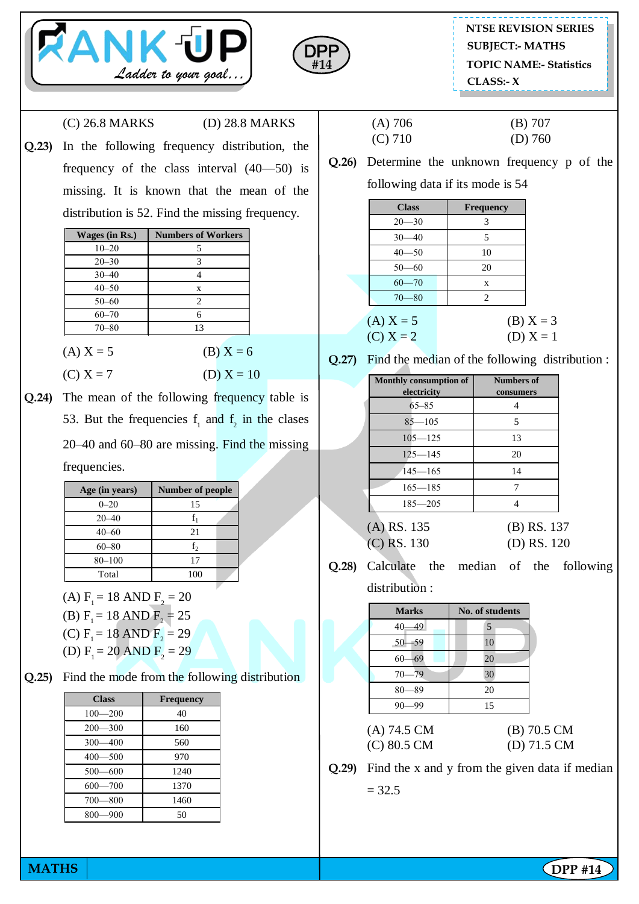(C) 26.8 MARKS (D) 28.8 MARKS

**Q.23)** In the following frequency distribution, the frequency of the class interval (40—50) is missing. It is known that the mean of the distribution is 52. Find the missing frequency.

| Wages (in Rs.) | Numbers of Workers |
|---|---|
| 10–20 | 5 |
| 20–30 | 3 |
| 30–40 | 4 |
| 40–50 | x |
| 50–60 | 2 |
| 60–70 | 6 |
| 70–80 | 13 |

(A) X = 5 (B) X = 6

(C) X = 7 (D) X = 10

**Q.24)** The mean of the following frequency table is 53. But the frequencies $f_1$ and $f_2$ in the clases 20–40 and 60–80 are missing. Find the missing frequencies.

| Age (in years) | Number of people |
|---|---|
| 0–20 | 15 |
| 20–40 | $f_1$ |
| 40–60 | 21 |
| 60–80 | $f_2$ |
| 80–100 | 17 |
| Total | 100 |

(A) $F_1$ = 18 AND $F_2$ = 20
(B) $F_1$ = 18 AND $F_2$ = 25
(C) $F_1$ = 18 AND $F_2$ = 29
(D) $F_1$ = 20 AND $F_2$ = 29

**Q.25)** Find the mode from the following distribution

| Class | Frequency |
|---|---|
| 100—200 | 40 |
| 200—300 | 160 |
| 300—400 | 560 |
| 400—500 | 970 |
| 500—600 | 1240 |
| 600—700 | 1370 |
| 700—800 | 1460 |
| 800—900 | 50 |

(A) 706 (B) 707
(C) 710 (D) 760

**Q.26)** Determine the unknown frequency p of the following data if its mode is 54

| Class | Frequency |
|---|---|
| 20—30 | 3 |
| 30—40 | 5 |
| 40—50 | 10 |
| 50—60 | 20 |
| 60—70 | x |
| 70—80 | 2 |

(A) X = 5 (B) X = 3
(C) X = 2 (D) X = 1

**Q.27)** Find the median of the following distribution :

| Monthly consumption of electricity | Numbers of consumers |
|---|---|
| 65–85 | 4 |
| 85—105 | 5 |
| 105—125 | 13 |
| 125—145 | 20 |
| 145—165 | 14 |
| 165—185 | 7 |
| 185—205 | 4 |

(A) RS. 135 (B) RS. 137
(C) RS. 130 (D) RS. 120

**Q.28)** Calculate the median of the following distribution :

| Marks | No. of students |
|---|---|
| 40—49 | 5 |
| 50—59 | 10 |
| 60—69 | 20 |
| 70—79 | 30 |
| 80—89 | 20 |
| 90—99 | 15 |

(A) 74.5 CM (B) 70.5 CM
(C) 80.5 CM (D) 71.5 CM

**Q.29)** Find the x and y from the given data if median = 32.5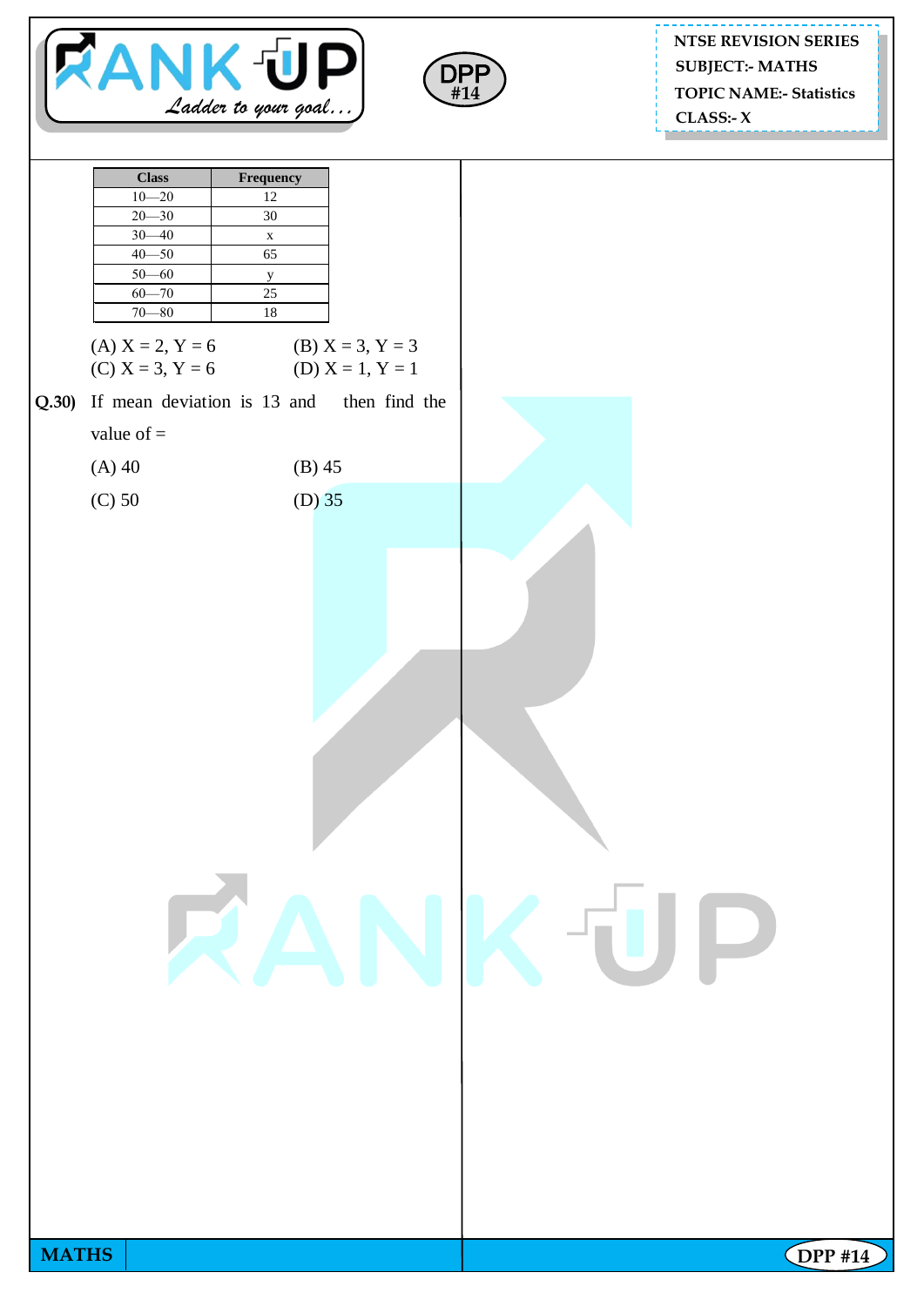| Class | Frequency |
|---|---|
| 10—20 | 12 |
| 20—30 | 30 |
| 30—40 | x |
| 40—50 | 65 |
| 50—60 | y |
| 60—70 | 25 |
| 70—80 | 18 |

(A) X = 2, Y = 6　　(B) X = 3, Y = 3

(C) X = 3, Y = 6　　(D) X = 1, Y = 1

**Q.30)** If mean deviation is 13 and then find the value of =

(A) 40　　(B) 45

(C) 50　　(D) 35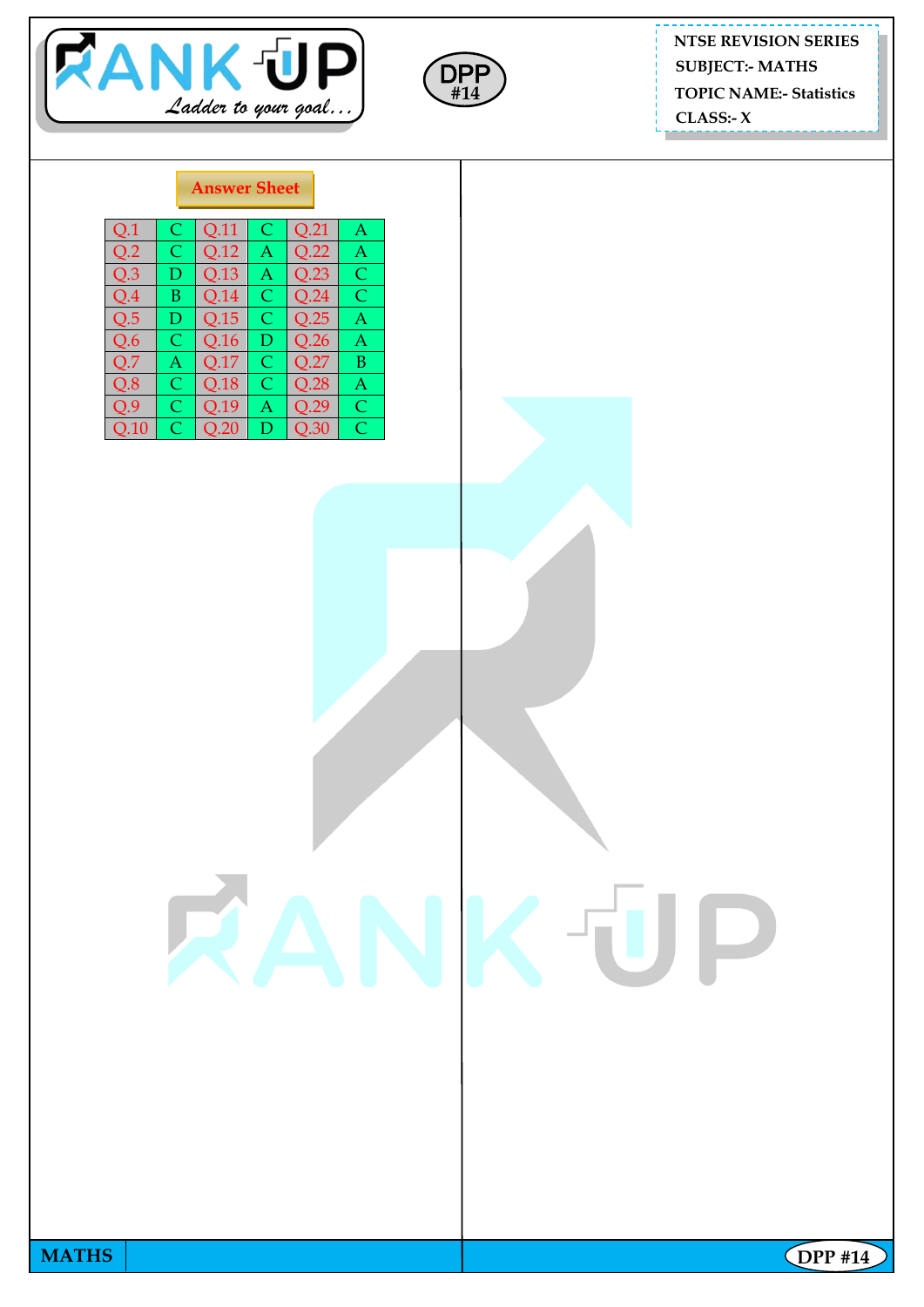NTSE REVISION SERIES
SUBJECT:- MATHS
TOPIC NAME:- Statistics
CLASS:- X

## Answer Sheet

| | | | | | |
|---|---|---|---|---|---|
| Q.1 | C | Q.11 | C | Q.21 | A |
| Q.2 | C | Q.12 | A | Q.22 | A |
| Q.3 | D | Q.13 | A | Q.23 | C |
| Q.4 | B | Q.14 | C | Q.24 | C |
| Q.5 | D | Q.15 | C | Q.25 | A |
| Q.6 | C | Q.16 | D | Q.26 | A |
| Q.7 | A | Q.17 | C | Q.27 | B |
| Q.8 | C | Q.18 | C | Q.28 | A |
| Q.9 | C | Q.19 | A | Q.29 | C |
| Q.10 | C | Q.20 | D | Q.30 | C |